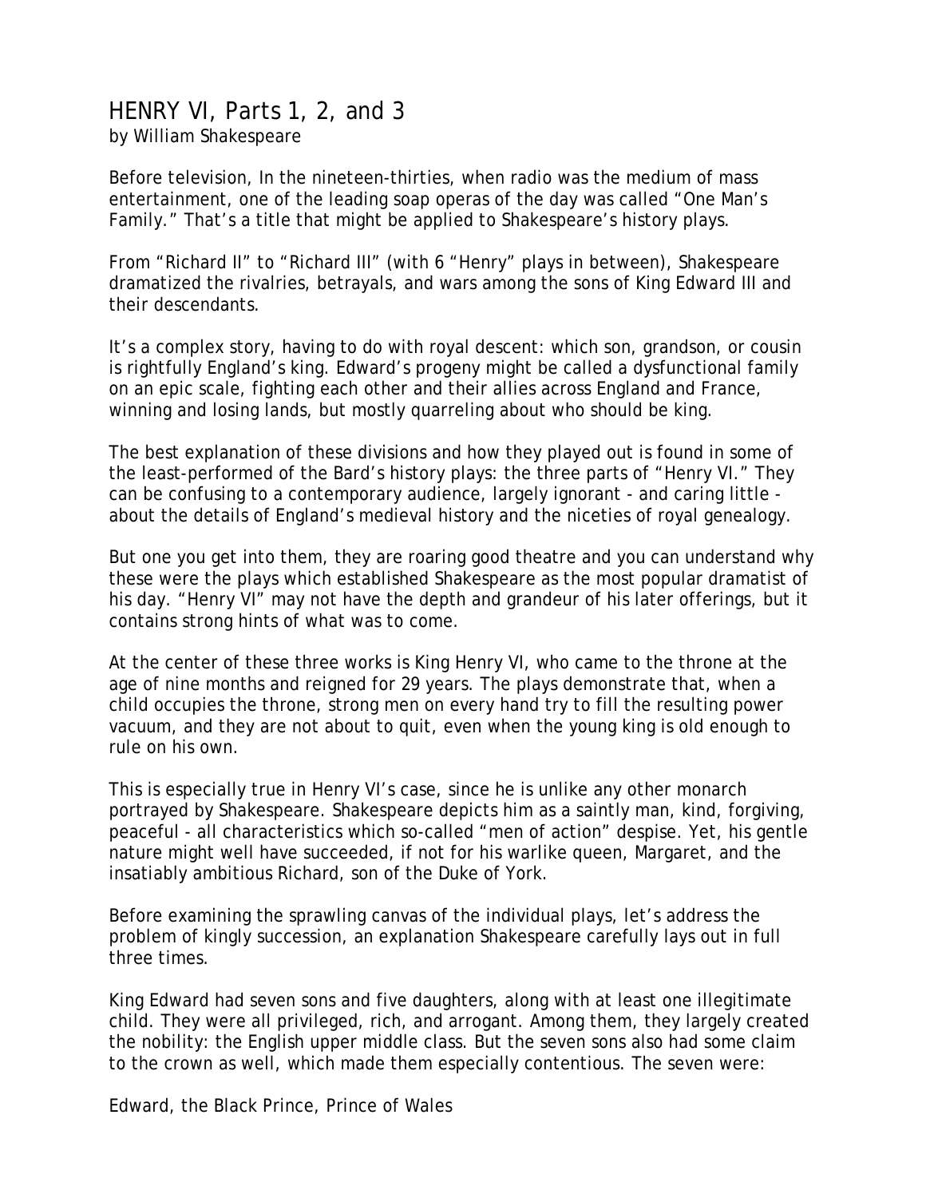# HENRY VI, Parts 1, 2, and 3

by William Shakespeare

Before television, In the nineteen-thirties, when radio was the medium of mass entertainment, one of the leading soap operas of the day was called "One Man's Family." That's a title that might be applied to Shakespeare's history plays.

From "Richard II" to "Richard III" (with 6 "Henry" plays in between), Shakespeare dramatized the rivalries, betrayals, and wars among the sons of King Edward III and their descendants.

It's a complex story, having to do with royal descent: which son, grandson, or cousin is rightfully England's king. Edward's progeny might be called a dysfunctional family on an epic scale, fighting each other and their allies across England and France, winning and losing lands, but mostly quarreling about who should be king.

The best explanation of these divisions and how they played out is found in some of the least-performed of the Bard's history plays: the three parts of "Henry VI." They can be confusing to a contemporary audience, largely ignorant - and caring little - about the details of England's medieval history and the niceties of royal genealogy.

But one you get into them, they are roaring good theatre and you can understand why these were the plays which established Shakespeare as the most popular dramatist of his day. "Henry VI" may not have the depth and grandeur of his later offerings, but it contains strong hints of what was to come.

At the center of these three works is King Henry VI, who came to the throne at the age of nine months and reigned for 29 years. The plays demonstrate that, when a child occupies the throne, strong men on every hand try to fill the resulting power vacuum, and they are not about to quit, even when the young king is old enough to rule on his own.

This is especially true in Henry VI's case, since he is unlike any other monarch portrayed by Shakespeare. Shakespeare depicts him as a saintly man, kind, forgiving, peaceful - all characteristics which so-called "men of action" despise. Yet, his gentle nature might well have succeeded, if not for his warlike queen, Margaret, and the insatiably ambitious Richard, son of the Duke of York.

Before examining the sprawling canvas of the individual plays, let's address the problem of kingly succession, an explanation Shakespeare carefully lays out in full three times.

King Edward had seven sons and five daughters, along with at least one illegitimate child. They were all privileged, rich, and arrogant. Among them, they largely created the nobility: the English upper middle class. But the seven sons also had some claim to the crown as well, which made them especially contentious. The seven were:

Edward, the Black Prince, Prince of Wales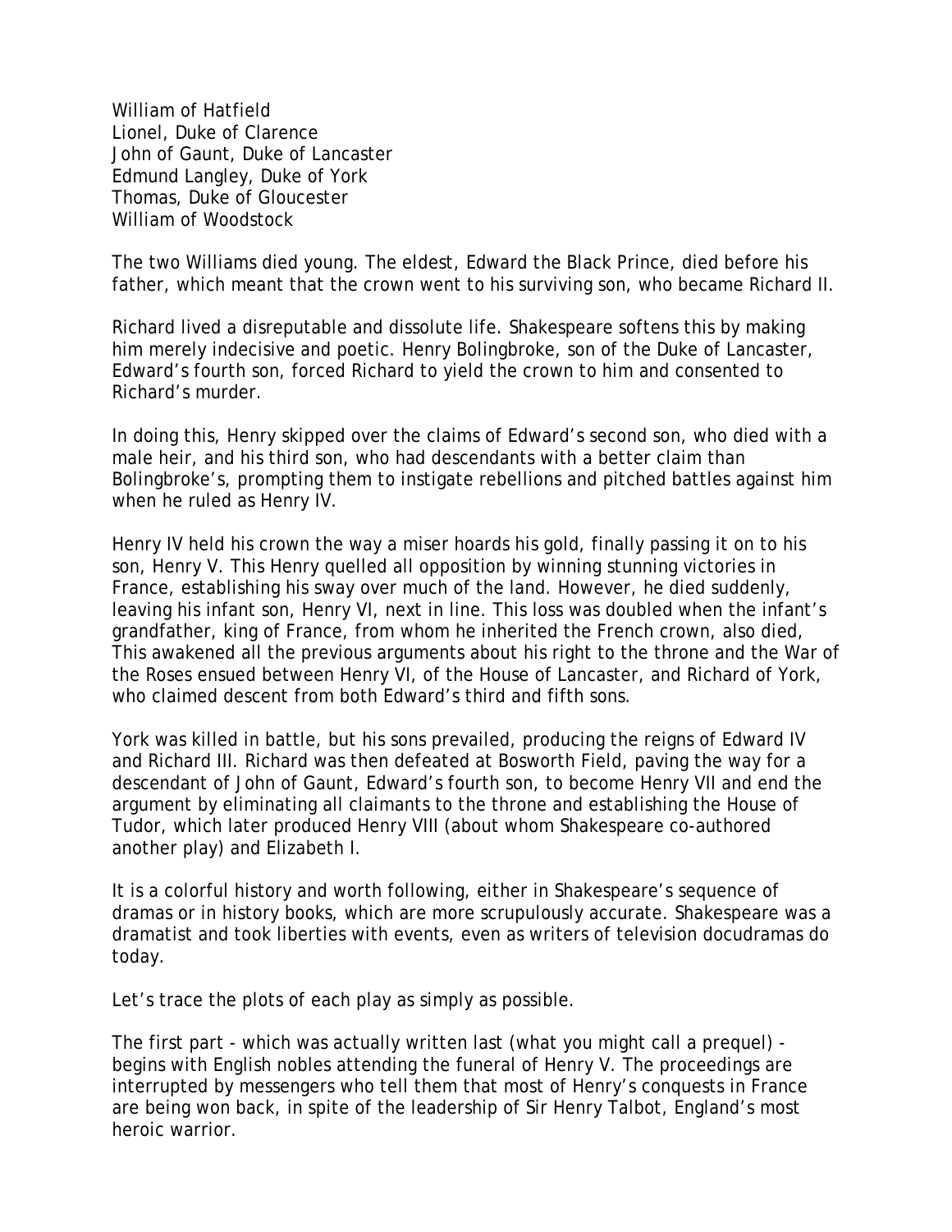William of Hatfield
Lionel, Duke of Clarence
John of Gaunt, Duke of Lancaster
Edmund Langley, Duke of York
Thomas, Duke of Gloucester
William of Woodstock

The two Williams died young. The eldest, Edward the Black Prince, died before his father, which meant that the crown went to his surviving son, who became Richard II.

Richard lived a disreputable and dissolute life. Shakespeare softens this by making him merely indecisive and poetic. Henry Bolingbroke, son of the Duke of Lancaster, Edward's fourth son, forced Richard to yield the crown to him and consented to Richard's murder.

In doing this, Henry skipped over the claims of Edward's second son, who died with a male heir, and his third son, who had descendants with a better claim than Bolingbroke's, prompting them to instigate rebellions and pitched battles against him when he ruled as Henry IV.

Henry IV held his crown the way a miser hoards his gold, finally passing it on to his son, Henry V. This Henry quelled all opposition by winning stunning victories in France, establishing his sway over much of the land. However, he died suddenly, leaving his infant son, Henry VI, next in line. This loss was doubled when the infant's grandfather, king of France, from whom he inherited the French crown, also died, This awakened all the previous arguments about his right to the throne and the War of the Roses ensued between Henry VI, of the House of Lancaster, and Richard of York, who claimed descent from both Edward's third and fifth sons.

York was killed in battle, but his sons prevailed, producing the reigns of Edward IV and Richard III. Richard was then defeated at Bosworth Field, paving the way for a descendant of John of Gaunt, Edward's fourth son, to become Henry VII and end the argument by eliminating all claimants to the throne and establishing the House of Tudor, which later produced Henry VIII (about whom Shakespeare co-authored another play) and Elizabeth I.

It is a colorful history and worth following, either in Shakespeare's sequence of dramas or in history books, which are more scrupulously accurate. Shakespeare was a dramatist and took liberties with events, even as writers of television docudramas do today.

Let's trace the plots of each play as simply as possible.

The first part - which was actually written last (what you might call a prequel) - begins with English nobles attending the funeral of Henry V. The proceedings are interrupted by messengers who tell them that most of Henry's conquests in France are being won back, in spite of the leadership of Sir Henry Talbot, England's most heroic warrior.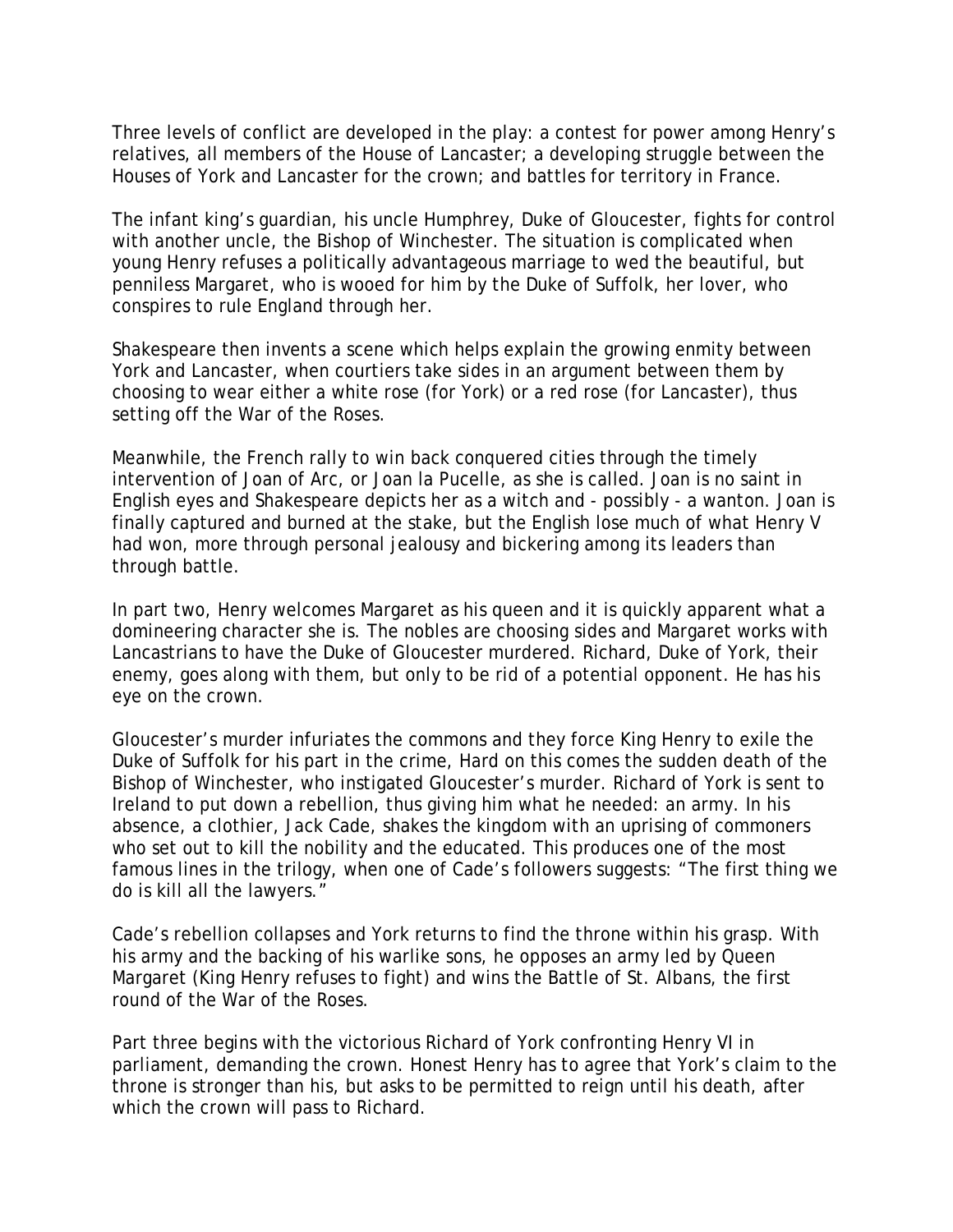Three levels of conflict are developed in the play: a contest for power among Henry's relatives, all members of the House of Lancaster; a developing struggle between the Houses of York and Lancaster for the crown; and battles for territory in France.

The infant king's guardian, his uncle Humphrey, Duke of Gloucester, fights for control with another uncle, the Bishop of Winchester. The situation is complicated when young Henry refuses a politically advantageous marriage to wed the beautiful, but penniless Margaret, who is wooed for him by the Duke of Suffolk, her lover, who conspires to rule England through her.

Shakespeare then invents a scene which helps explain the growing enmity between York and Lancaster, when courtiers take sides in an argument between them by choosing to wear either a white rose (for York) or a red rose (for Lancaster), thus setting off the War of the Roses.

Meanwhile, the French rally to win back conquered cities through the timely intervention of Joan of Arc, or Joan la Pucelle, as she is called. Joan is no saint in English eyes and Shakespeare depicts her as a witch and - possibly - a wanton. Joan is finally captured and burned at the stake, but the English lose much of what Henry V had won, more through personal jealousy and bickering among its leaders than through battle.

In part two, Henry welcomes Margaret as his queen and it is quickly apparent what a domineering character she is. The nobles are choosing sides and Margaret works with Lancastrians to have the Duke of Gloucester murdered. Richard, Duke of York, their enemy, goes along with them, but only to be rid of a potential opponent. He has his eye on the crown.

Gloucester's murder infuriates the commons and they force King Henry to exile the Duke of Suffolk for his part in the crime, Hard on this comes the sudden death of the Bishop of Winchester, who instigated Gloucester's murder. Richard of York is sent to Ireland to put down a rebellion, thus giving him what he needed: an army. In his absence, a clothier, Jack Cade, shakes the kingdom with an uprising of commoners who set out to kill the nobility and the educated. This produces one of the most famous lines in the trilogy, when one of Cade's followers suggests: "The first thing we do is kill all the lawyers."

Cade's rebellion collapses and York returns to find the throne within his grasp. With his army and the backing of his warlike sons, he opposes an army led by Queen Margaret (King Henry refuses to fight) and wins the Battle of St. Albans, the first round of the War of the Roses.

Part three begins with the victorious Richard of York confronting Henry VI in parliament, demanding the crown. Honest Henry has to agree that York's claim to the throne is stronger than his, but asks to be permitted to reign until his death, after which the crown will pass to Richard.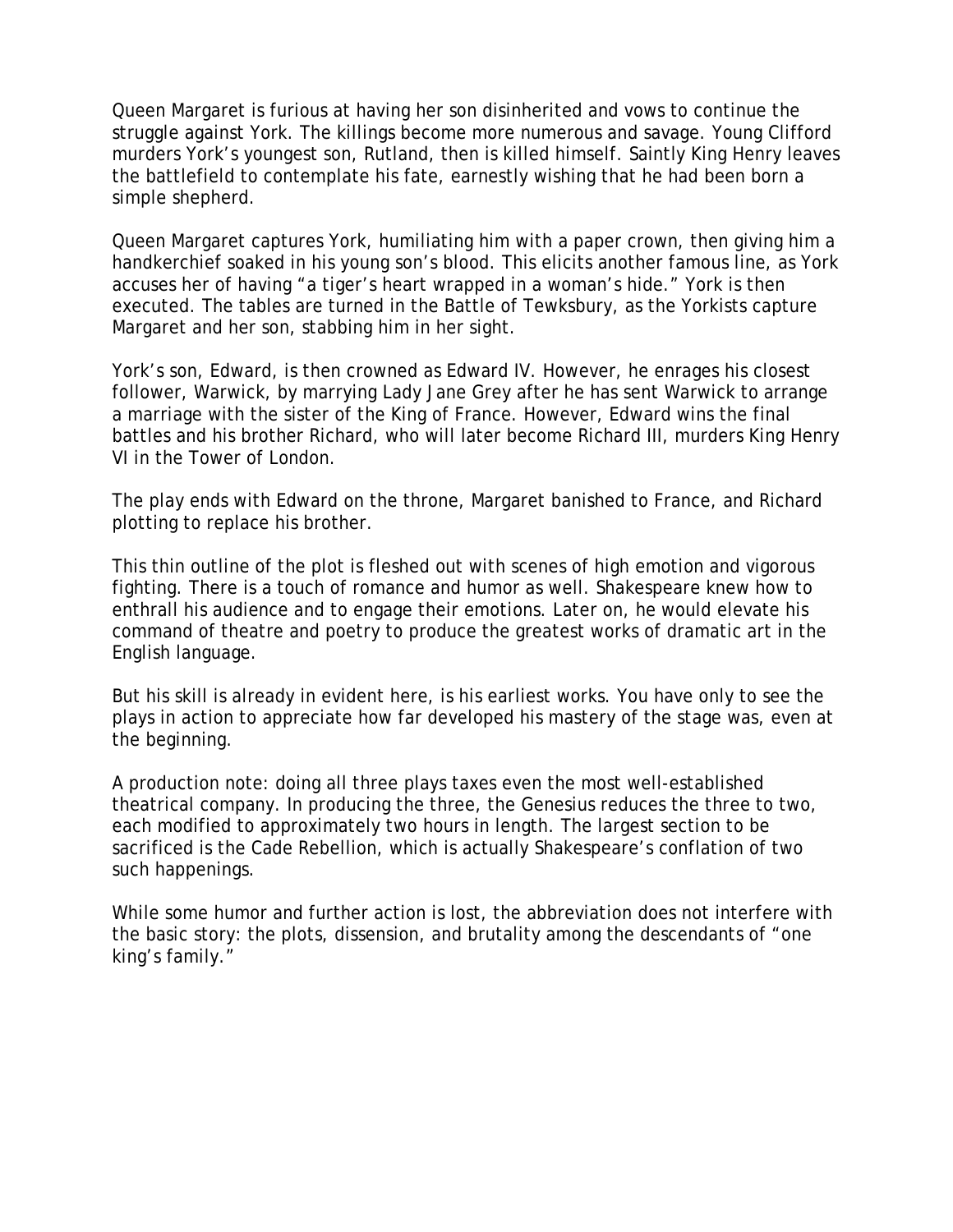Queen Margaret is furious at having her son disinherited and vows to continue the struggle against York. The killings become more numerous and savage. Young Clifford murders York's youngest son, Rutland, then is killed himself. Saintly King Henry leaves the battlefield to contemplate his fate, earnestly wishing that he had been born a simple shepherd.

Queen Margaret captures York, humiliating him with a paper crown, then giving him a handkerchief soaked in his young son's blood. This elicits another famous line, as York accuses her of having "a tiger's heart wrapped in a woman's hide." York is then executed. The tables are turned in the Battle of Tewksbury, as the Yorkists capture Margaret and her son, stabbing him in her sight.

York's son, Edward, is then crowned as Edward IV. However, he enrages his closest follower, Warwick, by marrying Lady Jane Grey after he has sent Warwick to arrange a marriage with the sister of the King of France. However, Edward wins the final battles and his brother Richard, who will later become Richard III, murders King Henry VI in the Tower of London.

The play ends with Edward on the throne, Margaret banished to France, and Richard plotting to replace his brother.

This thin outline of the plot is fleshed out with scenes of high emotion and vigorous fighting. There is a touch of romance and humor as well. Shakespeare knew how to enthrall his audience and to engage their emotions. Later on, he would elevate his command of theatre and poetry to produce the greatest works of dramatic art in the English language.

But his skill is already in evident here, is his earliest works. You have only to see the plays in action to appreciate how far developed his mastery of the stage was, even at the beginning.

A production note: doing all three plays taxes even the most well-established theatrical company. In producing the three, the Genesius reduces the three to two, each modified to approximately two hours in length. The largest section to be sacrificed is the Cade Rebellion, which is actually Shakespeare's conflation of two such happenings.

While some humor and further action is lost, the abbreviation does not interfere with the basic story: the plots, dissension, and brutality among the descendants of "one king's family."